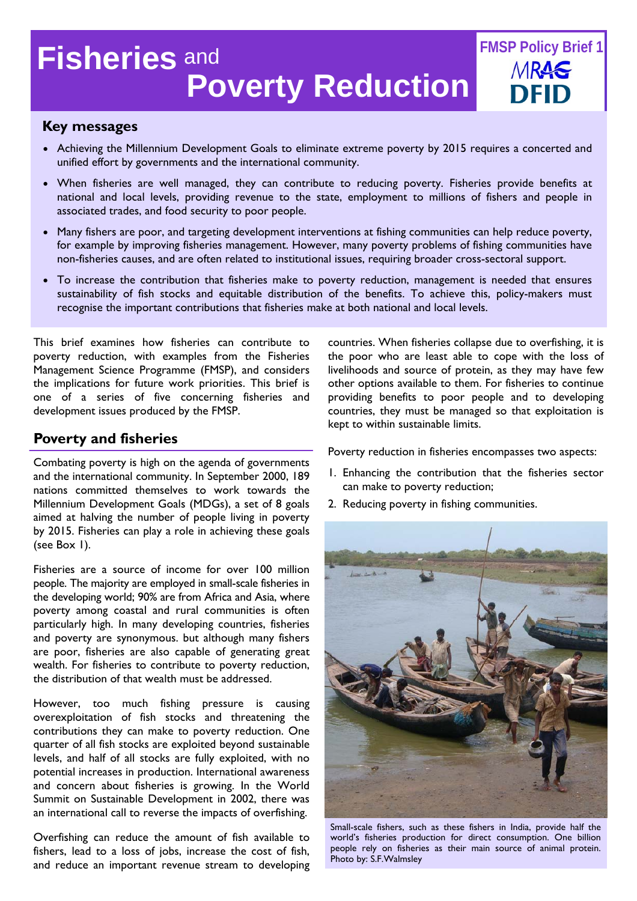# Fisheries and Poverty Reduction

FMSP Policy Brief 1

MRAG

DFID

## Key messages

- Achieving the Millennium Development Goals to eliminate extreme poverty by 2015 requires a concerted and unified effort by governments and the international community.
- When fisheries are well managed, they can contribute to reducing poverty. Fisheries provide benefits at national and local levels, providing revenue to the state, employment to millions of fishers and people in associated trades, and food security to poor people.
- Many fishers are poor, and targeting development interventions at fishing communities can help reduce poverty, for example by improving fisheries management. However, many poverty problems of fishing communities have non-fisheries causes, and are often related to institutional issues, requiring broader cross-sectoral support.
- To increase the contribution that fisheries make to poverty reduction, management is needed that ensures sustainability of fish stocks and equitable distribution of the benefits. To achieve this, policy-makers must recognise the important contributions that fisheries make at both national and local levels.

This brief examines how fisheries can contribute to poverty reduction, with examples from the Fisheries Management Science Programme (FMSP), and considers the implications for future work priorities. This brief is one of a series of five concerning fisheries and development issues produced by the FMSP.

## Poverty and fisheries

Combating poverty is high on the agenda of governments and the international community. In September 2000, 189 nations committed themselves to work towards the Millennium Development Goals (MDGs), a set of 8 goals aimed at halving the number of people living in poverty by 2015. Fisheries can play a role in achieving these goals (see Box 1).

Fisheries are a source of income for over 100 million people. The majority are employed in small-scale fisheries in the developing world; 90% are from Africa and Asia, where poverty among coastal and rural communities is often particularly high. In many developing countries, fisheries and poverty are synonymous. but although many fishers are poor, fisheries are also capable of generating great wealth. For fisheries to contribute to poverty reduction, the distribution of that wealth must be addressed.

However, too much fishing pressure is causing overexploitation of fish stocks and threatening the contributions they can make to poverty reduction. One quarter of all fish stocks are exploited beyond sustainable levels, and half of all stocks are fully exploited, with no potential increases in production. International awareness and concern about fisheries is growing. In the World Summit on Sustainable Development in 2002, there was an international call to reverse the impacts of overfishing.

Overfishing can reduce the amount of fish available to fishers, lead to a loss of jobs, increase the cost of fish, and reduce an important revenue stream to developing countries. When fisheries collapse due to overfishing, it is the poor who are least able to cope with the loss of livelihoods and source of protein, as they may have few other options available to them. For fisheries to continue providing benefits to poor people and to developing countries, they must be managed so that exploitation is kept to within sustainable limits.

Poverty reduction in fisheries encompasses two aspects:

1. Enhancing the contribution that the fisheries sector can make to poverty reduction;
2. Reducing poverty in fishing communities.

Small-scale fishers, such as these fishers in India, provide half the world's fisheries production for direct consumption. One billion people rely on fisheries as their main source of animal protein. Photo by: S.F.Walmsley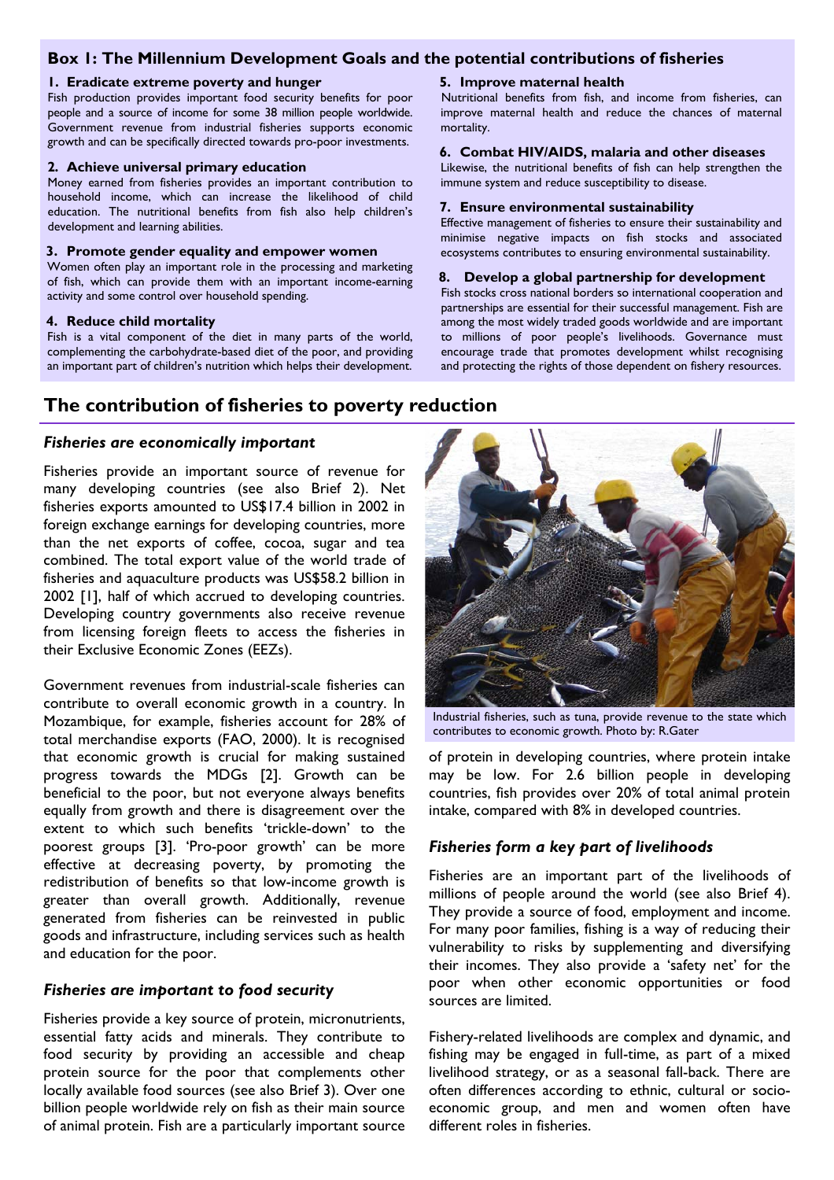## Box 1: The Millennium Development Goals and the potential contributions of fisheries

**1. Eradicate extreme poverty and hunger**
Fish production provides important food security benefits for poor people and a source of income for some 38 million people worldwide. Government revenue from industrial fisheries supports economic growth and can be specifically directed towards pro-poor investments.

**2. Achieve universal primary education**
Money earned from fisheries provides an important contribution to household income, which can increase the likelihood of child education. The nutritional benefits from fish also help children's development and learning abilities.

**3. Promote gender equality and empower women**
Women often play an important role in the processing and marketing of fish, which can provide them with an important income-earning activity and some control over household spending.

**4. Reduce child mortality**
Fish is a vital component of the diet in many parts of the world, complementing the carbohydrate-based diet of the poor, and providing an important part of children's nutrition which helps their development.

**5. Improve maternal health**
Nutritional benefits from fish, and income from fisheries, can improve maternal health and reduce the chances of maternal mortality.

**6. Combat HIV/AIDS, malaria and other diseases**
Likewise, the nutritional benefits of fish can help strengthen the immune system and reduce susceptibility to disease.

**7. Ensure environmental sustainability**
Effective management of fisheries to ensure their sustainability and minimise negative impacts on fish stocks and associated ecosystems contributes to ensuring environmental sustainability.

**8. Develop a global partnership for development**
Fish stocks cross national borders so international cooperation and partnerships are essential for their successful management. Fish are among the most widely traded goods worldwide and are important to millions of poor people's livelihoods. Governance must encourage trade that promotes development whilst recognising and protecting the rights of those dependent on fishery resources.

# The contribution of fisheries to poverty reduction

### *Fisheries are economically important*

Fisheries provide an important source of revenue for many developing countries (see also Brief 2). Net fisheries exports amounted to US$17.4 billion in 2002 in foreign exchange earnings for developing countries, more than the net exports of coffee, cocoa, sugar and tea combined. The total export value of the world trade of fisheries and aquaculture products was US$58.2 billion in 2002 [1], half of which accrued to developing countries. Developing country governments also receive revenue from licensing foreign fleets to access the fisheries in their Exclusive Economic Zones (EEZs).

Government revenues from industrial-scale fisheries can contribute to overall economic growth in a country. In Mozambique, for example, fisheries account for 28% of total merchandise exports (FAO, 2000). It is recognised that economic growth is crucial for making sustained progress towards the MDGs [2]. Growth can be beneficial to the poor, but not everyone always benefits equally from growth and there is disagreement over the extent to which such benefits 'trickle-down' to the poorest groups [3]. 'Pro-poor growth' can be more effective at decreasing poverty, by promoting the redistribution of benefits so that low-income growth is greater than overall growth. Additionally, revenue generated from fisheries can be reinvested in public goods and infrastructure, including services such as health and education for the poor.

### *Fisheries are important to food security*

Fisheries provide a key source of protein, micronutrients, essential fatty acids and minerals. They contribute to food security by providing an accessible and cheap protein source for the poor that complements other locally available food sources (see also Brief 3). Over one billion people worldwide rely on fish as their main source of animal protein. Fish are a particularly important source of protein in developing countries, where protein intake may be low. For 2.6 billion people in developing countries, fish provides over 20% of total animal protein intake, compared with 8% in developed countries.

Industrial fisheries, such as tuna, provide revenue to the state which contributes to economic growth. Photo by: R.Gater

### *Fisheries form a key part of livelihoods*

Fisheries are an important part of the livelihoods of millions of people around the world (see also Brief 4). They provide a source of food, employment and income. For many poor families, fishing is a way of reducing their vulnerability to risks by supplementing and diversifying their incomes. They also provide a 'safety net' for the poor when other economic opportunities or food sources are limited.

Fishery-related livelihoods are complex and dynamic, and fishing may be engaged in full-time, as part of a mixed livelihood strategy, or as a seasonal fall-back. There are often differences according to ethnic, cultural or socio-economic group, and men and women often have different roles in fisheries.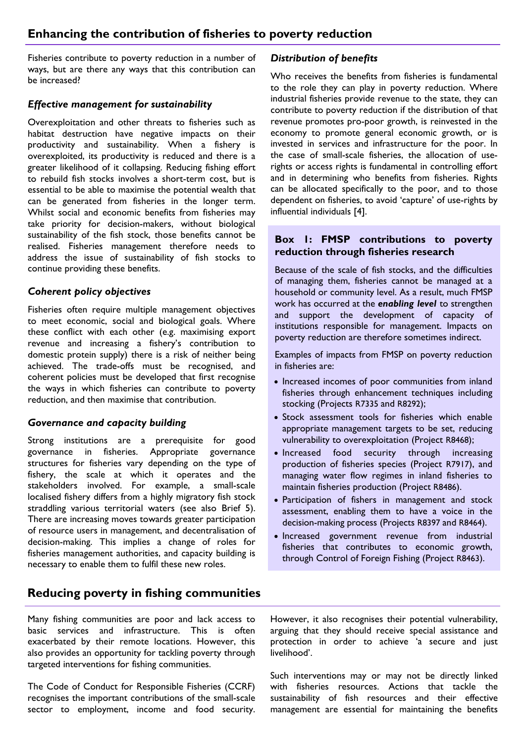## Enhancing the contribution of fisheries to poverty reduction

Fisheries contribute to poverty reduction in a number of ways, but are there any ways that this contribution can be increased?

### *Effective management for sustainability*

Overexploitation and other threats to fisheries such as habitat destruction have negative impacts on their productivity and sustainability. When a fishery is overexploited, its productivity is reduced and there is a greater likelihood of it collapsing. Reducing fishing effort to rebuild fish stocks involves a short-term cost, but is essential to be able to maximise the potential wealth that can be generated from fisheries in the longer term. Whilst social and economic benefits from fisheries may take priority for decision-makers, without biological sustainability of the fish stock, those benefits cannot be realised. Fisheries management therefore needs to address the issue of sustainability of fish stocks to continue providing these benefits.

### *Coherent policy objectives*

Fisheries often require multiple management objectives to meet economic, social and biological goals. Where these conflict with each other (e.g. maximising export revenue and increasing a fishery's contribution to domestic protein supply) there is a risk of neither being achieved. The trade-offs must be recognised, and coherent policies must be developed that first recognise the ways in which fisheries can contribute to poverty reduction, and then maximise that contribution.

### *Governance and capacity building*

Strong institutions are a prerequisite for good governance in fisheries. Appropriate governance structures for fisheries vary depending on the type of fishery, the scale at which it operates and the stakeholders involved. For example, a small-scale localised fishery differs from a highly migratory fish stock straddling various territorial waters (see also Brief 5). There are increasing moves towards greater participation of resource users in management, and decentralisation of decision-making. This implies a change of roles for fisheries management authorities, and capacity building is necessary to enable them to fulfil these new roles.

### *Distribution of benefits*

Who receives the benefits from fisheries is fundamental to the role they can play in poverty reduction. Where industrial fisheries provide revenue to the state, they can contribute to poverty reduction if the distribution of that revenue promotes pro-poor growth, is reinvested in the economy to promote general economic growth, or is invested in services and infrastructure for the poor. In the case of small-scale fisheries, the allocation of use-rights or access rights is fundamental in controlling effort and in determining who benefits from fisheries. Rights can be allocated specifically to the poor, and to those dependent on fisheries, to avoid 'capture' of use-rights by influential individuals [4].

### Box 1: FMSP contributions to poverty reduction through fisheries research

Because of the scale of fish stocks, and the difficulties of managing them, fisheries cannot be managed at a household or community level. As a result, much FMSP work has occurred at the ***enabling level*** to strengthen and support the development of capacity of institutions responsible for management. Impacts on poverty reduction are therefore sometimes indirect.

Examples of impacts from FMSP on poverty reduction in fisheries are:

- Increased incomes of poor communities from inland fisheries through enhancement techniques including stocking (Projects R7335 and R8292);
- Stock assessment tools for fisheries which enable appropriate management targets to be set, reducing vulnerability to overexploitation (Project R8468);
- Increased food security through increasing production of fisheries species (Project R7917), and managing water flow regimes in inland fisheries to maintain fisheries production (Project R8486).
- Participation of fishers in management and stock assessment, enabling them to have a voice in the decision-making process (Projects R8397 and R8464).
- Increased government revenue from industrial fisheries that contributes to economic growth, through Control of Foreign Fishing (Project R8463).

## Reducing poverty in fishing communities

Many fishing communities are poor and lack access to basic services and infrastructure. This is often exacerbated by their remote locations. However, this also provides an opportunity for tackling poverty through targeted interventions for fishing communities.

The Code of Conduct for Responsible Fisheries (CCRF) recognises the important contributions of the small-scale sector to employment, income and food security. However, it also recognises their potential vulnerability, arguing that they should receive special assistance and protection in order to achieve 'a secure and just livelihood'.

Such interventions may or may not be directly linked with fisheries resources. Actions that tackle the sustainability of fish resources and their effective management are essential for maintaining the benefits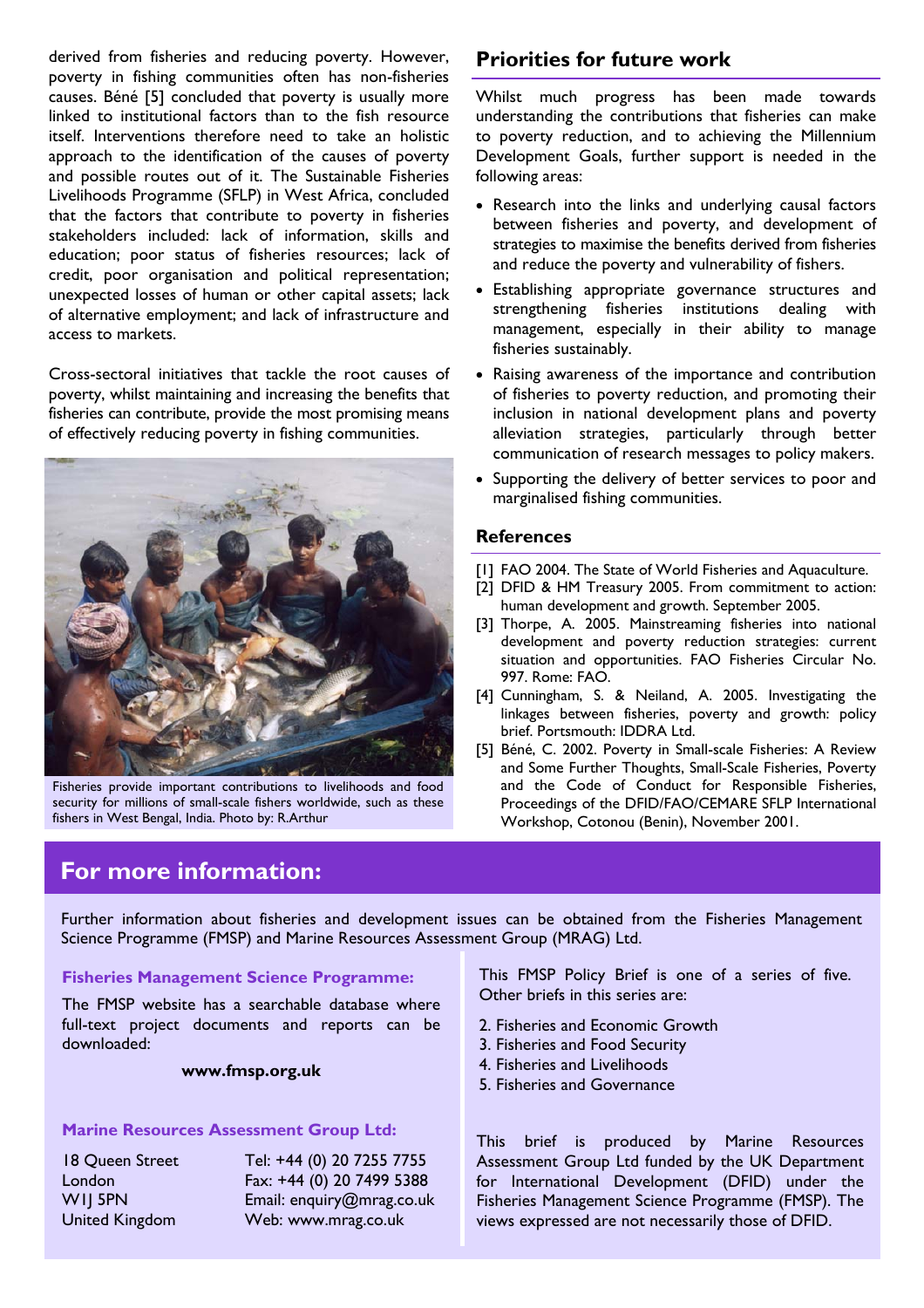derived from fisheries and reducing poverty. However, poverty in fishing communities often has non-fisheries causes. Béné [5] concluded that poverty is usually more linked to institutional factors than to the fish resource itself. Interventions therefore need to take an holistic approach to the identification of the causes of poverty and possible routes out of it. The Sustainable Fisheries Livelihoods Programme (SFLP) in West Africa, concluded that the factors that contribute to poverty in fisheries stakeholders included: lack of information, skills and education; poor status of fisheries resources; lack of credit, poor organisation and political representation; unexpected losses of human or other capital assets; lack of alternative employment; and lack of infrastructure and access to markets.

Cross-sectoral initiatives that tackle the root causes of poverty, whilst maintaining and increasing the benefits that fisheries can contribute, provide the most promising means of effectively reducing poverty in fishing communities.

Fisheries provide important contributions to livelihoods and food security for millions of small-scale fishers worldwide, such as these fishers in West Bengal, India. Photo by: R.Arthur

## Priorities for future work

Whilst much progress has been made towards understanding the contributions that fisheries can make to poverty reduction, and to achieving the Millennium Development Goals, further support is needed in the following areas:

- Research into the links and underlying causal factors between fisheries and poverty, and development of strategies to maximise the benefits derived from fisheries and reduce the poverty and vulnerability of fishers.
- Establishing appropriate governance structures and strengthening fisheries institutions dealing with management, especially in their ability to manage fisheries sustainably.
- Raising awareness of the importance and contribution of fisheries to poverty reduction, and promoting their inclusion in national development plans and poverty alleviation strategies, particularly through better communication of research messages to policy makers.
- Supporting the delivery of better services to poor and marginalised fishing communities.

### References

[1] FAO 2004. The State of World Fisheries and Aquaculture.
[2] DFID & HM Treasury 2005. From commitment to action: human development and growth. September 2005.
[3] Thorpe, A. 2005. Mainstreaming fisheries into national development and poverty reduction strategies: current situation and opportunities. FAO Fisheries Circular No. 997. Rome: FAO.
[4] Cunningham, S. & Neiland, A. 2005. Investigating the linkages between fisheries, poverty and growth: policy brief. Portsmouth: IDDRA Ltd.
[5] Béné, C. 2002. Poverty in Small-scale Fisheries: A Review and Some Further Thoughts, Small-Scale Fisheries, Poverty and the Code of Conduct for Responsible Fisheries, Proceedings of the DFID/FAO/CEMARE SFLP International Workshop, Cotonou (Benin), November 2001.

## For more information:

Further information about fisheries and development issues can be obtained from the Fisheries Management Science Programme (FMSP) and Marine Resources Assessment Group (MRAG) Ltd.

### Fisheries Management Science Programme:

The FMSP website has a searchable database where full-text project documents and reports can be downloaded:

**www.fmsp.org.uk**

### Marine Resources Assessment Group Ltd:

18 Queen Street
London
W1J 5PN
United Kingdom

Tel: +44 (0) 20 7255 7755
Fax: +44 (0) 20 7499 5388
Email: enquiry@mrag.co.uk
Web: www.mrag.co.uk

This FMSP Policy Brief is one of a series of five. Other briefs in this series are:

2. Fisheries and Economic Growth
3. Fisheries and Food Security
4. Fisheries and Livelihoods
5. Fisheries and Governance

This brief is produced by Marine Resources Assessment Group Ltd funded by the UK Department for International Development (DFID) under the Fisheries Management Science Programme (FMSP). The views expressed are not necessarily those of DFID.